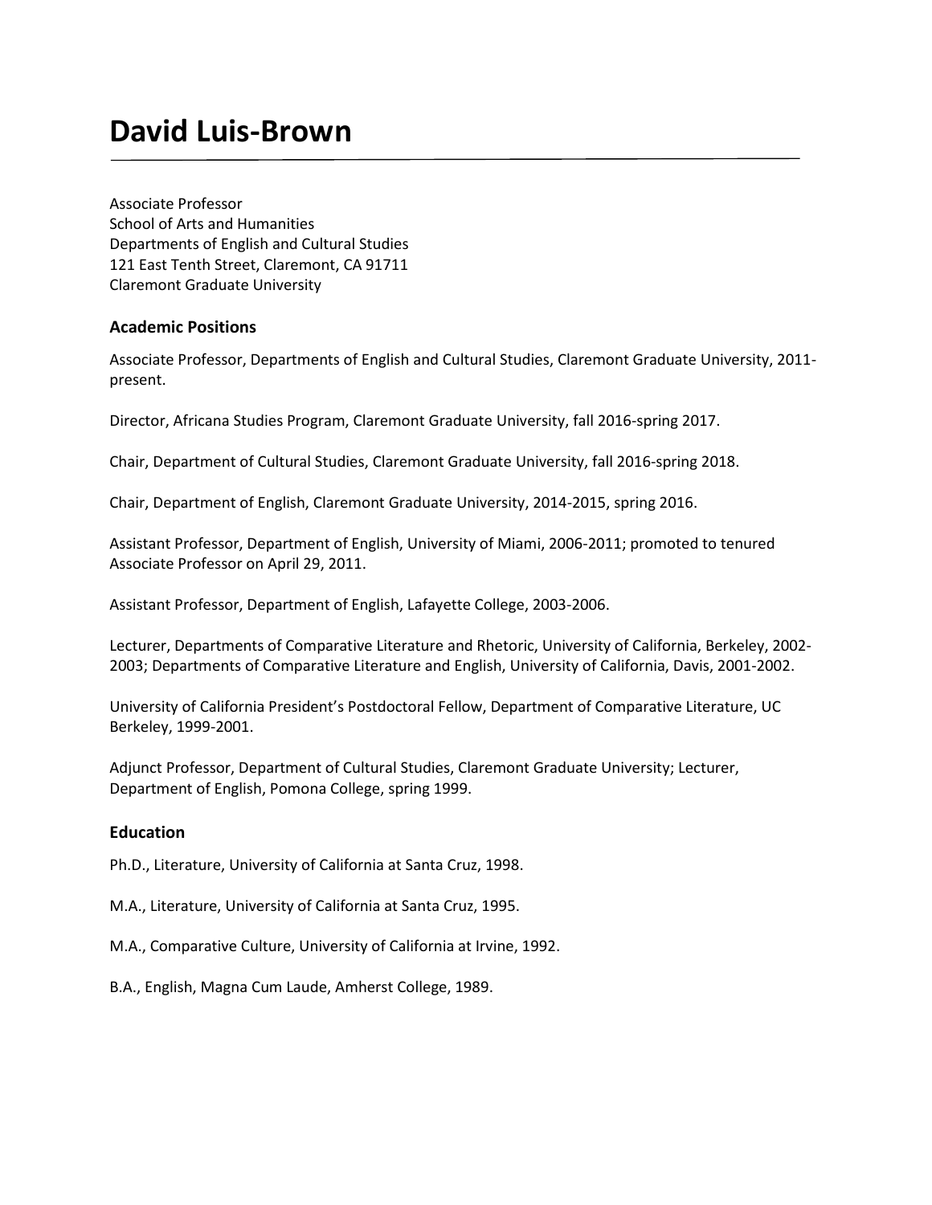# David Luis-Brown

Associate Professor
School of Arts and Humanities
Departments of English and Cultural Studies
121 East Tenth Street, Claremont, CA 91711
Claremont Graduate University

### Academic Positions

Associate Professor, Departments of English and Cultural Studies, Claremont Graduate University, 2011-present.

Director, Africana Studies Program, Claremont Graduate University, fall 2016-spring 2017.

Chair, Department of Cultural Studies, Claremont Graduate University, fall 2016-spring 2018.

Chair, Department of English, Claremont Graduate University, 2014-2015, spring 2016.

Assistant Professor, Department of English, University of Miami, 2006-2011; promoted to tenured Associate Professor on April 29, 2011.

Assistant Professor, Department of English, Lafayette College, 2003-2006.

Lecturer, Departments of Comparative Literature and Rhetoric, University of California, Berkeley, 2002-2003; Departments of Comparative Literature and English, University of California, Davis, 2001-2002.

University of California President's Postdoctoral Fellow, Department of Comparative Literature, UC Berkeley, 1999-2001.

Adjunct Professor, Department of Cultural Studies, Claremont Graduate University; Lecturer, Department of English, Pomona College, spring 1999.

### Education

Ph.D., Literature, University of California at Santa Cruz, 1998.

M.A., Literature, University of California at Santa Cruz, 1995.

M.A., Comparative Culture, University of California at Irvine, 1992.

B.A., English, Magna Cum Laude, Amherst College, 1989.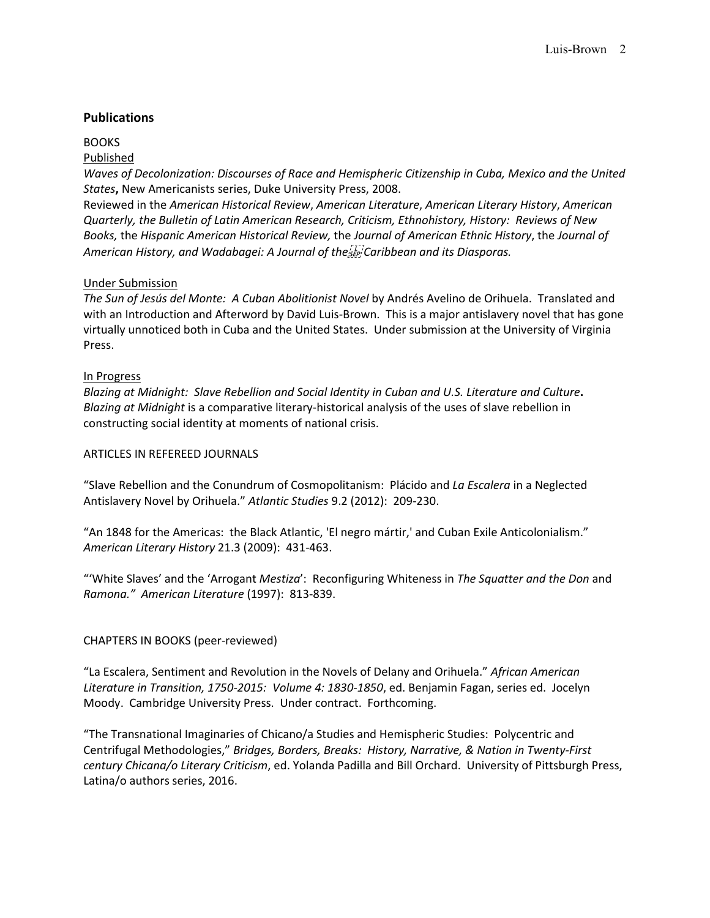## Publications

BOOKS

Published

*Waves of Decolonization: Discourses of Race and Hemispheric Citizenship in Cuba, Mexico and the United States***,** New Americanists series, Duke University Press, 2008.
Reviewed in the *American Historical Review*, *American Literature*, *American Literary History*, *American Quarterly, the Bulletin of Latin American Research, Criticism, Ethnohistory, History: Reviews of New Books,* the *Hispanic American Historical Review,* the *Journal of American Ethnic History*, the *Journal of American History, and Wadabagei: A Journal of the Caribbean and its Diasporas.*

Under Submission

*The Sun of Jesús del Monte: A Cuban Abolitionist Novel* by Andrés Avelino de Orihuela. Translated and with an Introduction and Afterword by David Luis-Brown. This is a major antislavery novel that has gone virtually unnoticed both in Cuba and the United States. Under submission at the University of Virginia Press.

In Progress

*Blazing at Midnight: Slave Rebellion and Social Identity in Cuban and U.S. Literature and Culture***.** *Blazing at Midnight* is a comparative literary-historical analysis of the uses of slave rebellion in constructing social identity at moments of national crisis.

ARTICLES IN REFEREED JOURNALS

"Slave Rebellion and the Conundrum of Cosmopolitanism: Plácido and *La Escalera* in a Neglected Antislavery Novel by Orihuela." *Atlantic Studies* 9.2 (2012): 209-230.

"An 1848 for the Americas: the Black Atlantic, 'El negro mártir,' and Cuban Exile Anticolonialism." *American Literary History* 21.3 (2009): 431-463.

"'White Slaves' and the 'Arrogant *Mestiza*': Reconfiguring Whiteness in *The Squatter and the Don* and *Ramona." American Literature* (1997): 813-839.

CHAPTERS IN BOOKS (peer-reviewed)

"La Escalera, Sentiment and Revolution in the Novels of Delany and Orihuela." *African American Literature in Transition, 1750-2015: Volume 4: 1830-1850*, ed. Benjamin Fagan, series ed. Jocelyn Moody. Cambridge University Press. Under contract. Forthcoming.

"The Transnational Imaginaries of Chicano/a Studies and Hemispheric Studies: Polycentric and Centrifugal Methodologies," *Bridges, Borders, Breaks: History, Narrative, & Nation in Twenty-First century Chicana/o Literary Criticism*, ed. Yolanda Padilla and Bill Orchard. University of Pittsburgh Press, Latina/o authors series, 2016.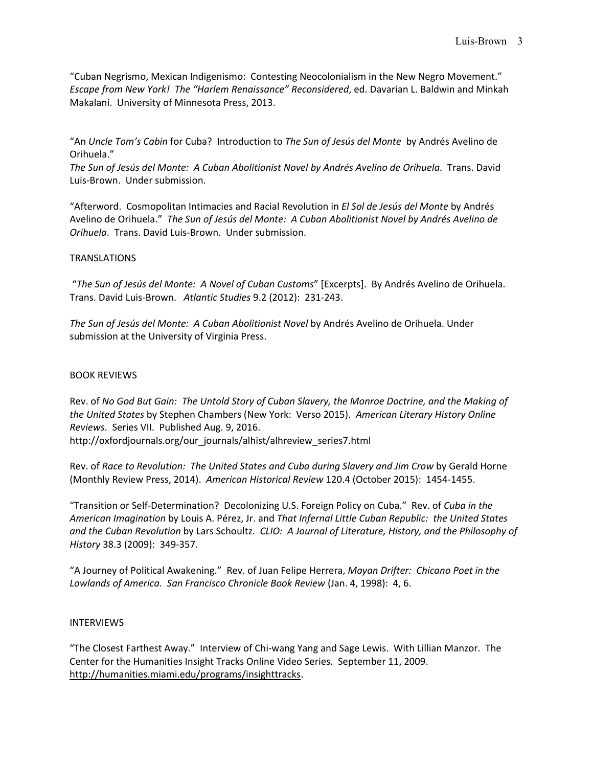"Cuban Negrismo, Mexican Indigenismo: Contesting Neocolonialism in the New Negro Movement." *Escape from New York! The "Harlem Renaissance" Reconsidered*, ed. Davarian L. Baldwin and Minkah Makalani. University of Minnesota Press, 2013.

"An *Uncle Tom's Cabin* for Cuba? Introduction to *The Sun of Jesús del Monte* by Andrés Avelino de Orihuela."
*The Sun of Jesús del Monte: A Cuban Abolitionist Novel by Andrés Avelino de Orihuela*. Trans. David Luis-Brown. Under submission.

"Afterword. Cosmopolitan Intimacies and Racial Revolution in *El Sol de Jesús del Monte* by Andrés Avelino de Orihuela." *The Sun of Jesús del Monte: A Cuban Abolitionist Novel by Andrés Avelino de Orihuela*. Trans. David Luis-Brown. Under submission.

TRANSLATIONS

"*The Sun of Jesús del Monte: A Novel of Cuban Customs*" [Excerpts]. By Andrés Avelino de Orihuela. Trans. David Luis-Brown. *Atlantic Studies* 9.2 (2012): 231-243.

*The Sun of Jesús del Monte: A Cuban Abolitionist Novel* by Andrés Avelino de Orihuela. Under submission at the University of Virginia Press.

BOOK REVIEWS

Rev. of *No God But Gain: The Untold Story of Cuban Slavery, the Monroe Doctrine, and the Making of the United States* by Stephen Chambers (New York: Verso 2015). *American Literary History Online Reviews*. Series VII. Published Aug. 9, 2016.
http://oxfordjournals.org/our_journals/alhist/alhreview_series7.html

Rev. of *Race to Revolution: The United States and Cuba during Slavery and Jim Crow* by Gerald Horne (Monthly Review Press, 2014). *American Historical Review* 120.4 (October 2015): 1454-1455.

"Transition or Self-Determination? Decolonizing U.S. Foreign Policy on Cuba." Rev. of *Cuba in the American Imagination* by Louis A. Pérez, Jr. and *That Infernal Little Cuban Republic: the United States and the Cuban Revolution* by Lars Schoultz. *CLIO: A Journal of Literature, History, and the Philosophy of History* 38.3 (2009): 349-357.

"A Journey of Political Awakening." Rev. of Juan Felipe Herrera, *Mayan Drifter: Chicano Poet in the Lowlands of America*. *San Francisco Chronicle Book Review* (Jan. 4, 1998): 4, 6.

INTERVIEWS

"The Closest Farthest Away." Interview of Chi-wang Yang and Sage Lewis. With Lillian Manzor. The Center for the Humanities Insight Tracks Online Video Series. September 11, 2009. http://humanities.miami.edu/programs/insighttracks.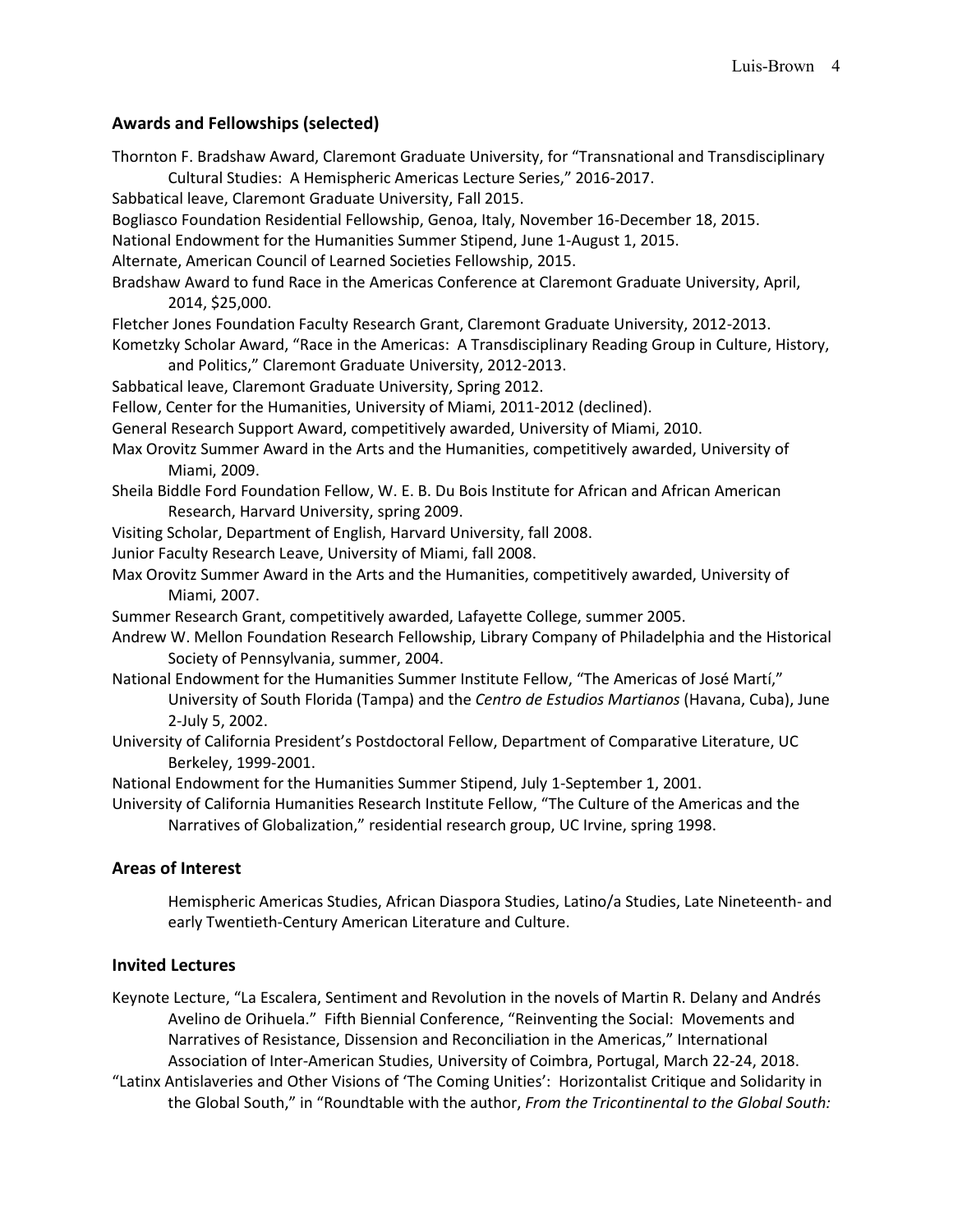## Awards and Fellowships (selected)

Thornton F. Bradshaw Award, Claremont Graduate University, for "Transnational and Transdisciplinary Cultural Studies: A Hemispheric Americas Lecture Series," 2016-2017.

Sabbatical leave, Claremont Graduate University, Fall 2015.

Bogliasco Foundation Residential Fellowship, Genoa, Italy, November 16-December 18, 2015.

National Endowment for the Humanities Summer Stipend, June 1-August 1, 2015.

Alternate, American Council of Learned Societies Fellowship, 2015.

Bradshaw Award to fund Race in the Americas Conference at Claremont Graduate University, April, 2014, $25,000.

Fletcher Jones Foundation Faculty Research Grant, Claremont Graduate University, 2012-2013.

Kometzky Scholar Award, "Race in the Americas: A Transdisciplinary Reading Group in Culture, History, and Politics," Claremont Graduate University, 2012-2013.

Sabbatical leave, Claremont Graduate University, Spring 2012.

Fellow, Center for the Humanities, University of Miami, 2011-2012 (declined).

General Research Support Award, competitively awarded, University of Miami, 2010.

Max Orovitz Summer Award in the Arts and the Humanities, competitively awarded, University of Miami, 2009.

Sheila Biddle Ford Foundation Fellow, W. E. B. Du Bois Institute for African and African American Research, Harvard University, spring 2009.

Visiting Scholar, Department of English, Harvard University, fall 2008.

Junior Faculty Research Leave, University of Miami, fall 2008.

Max Orovitz Summer Award in the Arts and the Humanities, competitively awarded, University of Miami, 2007.

Summer Research Grant, competitively awarded, Lafayette College, summer 2005.

Andrew W. Mellon Foundation Research Fellowship, Library Company of Philadelphia and the Historical Society of Pennsylvania, summer, 2004.

National Endowment for the Humanities Summer Institute Fellow, "The Americas of José Martí," University of South Florida (Tampa) and the *Centro de Estudios Martianos* (Havana, Cuba), June 2-July 5, 2002.

University of California President's Postdoctoral Fellow, Department of Comparative Literature, UC Berkeley, 1999-2001.

National Endowment for the Humanities Summer Stipend, July 1-September 1, 2001.

University of California Humanities Research Institute Fellow, "The Culture of the Americas and the Narratives of Globalization," residential research group, UC Irvine, spring 1998.

## Areas of Interest

Hemispheric Americas Studies, African Diaspora Studies, Latino/a Studies, Late Nineteenth- and early Twentieth-Century American Literature and Culture.

## Invited Lectures

Keynote Lecture, "La Escalera, Sentiment and Revolution in the novels of Martin R. Delany and Andrés Avelino de Orihuela." Fifth Biennial Conference, "Reinventing the Social: Movements and Narratives of Resistance, Dissension and Reconciliation in the Americas," International Association of Inter-American Studies, University of Coimbra, Portugal, March 22-24, 2018.

"Latinx Antislaveries and Other Visions of 'The Coming Unities': Horizontalist Critique and Solidarity in the Global South," in "Roundtable with the author, *From the Tricontinental to the Global South:*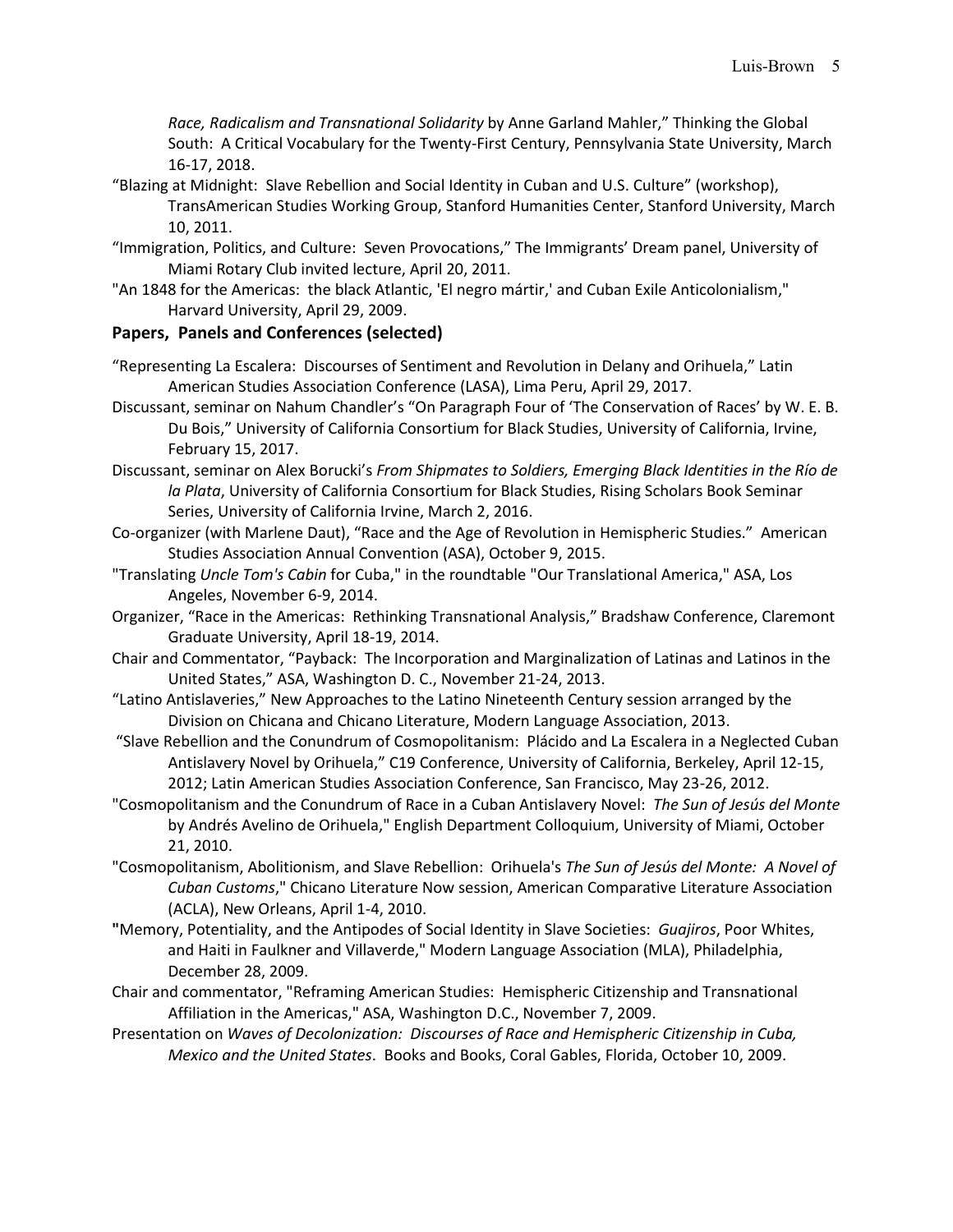*Race, Radicalism and Transnational Solidarity* by Anne Garland Mahler," Thinking the Global South: A Critical Vocabulary for the Twenty-First Century, Pennsylvania State University, March 16-17, 2018.

"Blazing at Midnight: Slave Rebellion and Social Identity in Cuban and U.S. Culture" (workshop), TransAmerican Studies Working Group, Stanford Humanities Center, Stanford University, March 10, 2011.

"Immigration, Politics, and Culture: Seven Provocations," The Immigrants' Dream panel, University of Miami Rotary Club invited lecture, April 20, 2011.

"An 1848 for the Americas: the black Atlantic, 'El negro mártir,' and Cuban Exile Anticolonialism," Harvard University, April 29, 2009.

## Papers, Panels and Conferences (selected)

"Representing La Escalera: Discourses of Sentiment and Revolution in Delany and Orihuela," Latin American Studies Association Conference (LASA), Lima Peru, April 29, 2017.

Discussant, seminar on Nahum Chandler's "On Paragraph Four of 'The Conservation of Races' by W. E. B. Du Bois," University of California Consortium for Black Studies, University of California, Irvine, February 15, 2017.

Discussant, seminar on Alex Borucki's *From Shipmates to Soldiers, Emerging Black Identities in the Río de la Plata*, University of California Consortium for Black Studies, Rising Scholars Book Seminar Series, University of California Irvine, March 2, 2016.

Co-organizer (with Marlene Daut), "Race and the Age of Revolution in Hemispheric Studies." American Studies Association Annual Convention (ASA), October 9, 2015.

"Translating *Uncle Tom's Cabin* for Cuba," in the roundtable "Our Translational America," ASA, Los Angeles, November 6-9, 2014.

Organizer, "Race in the Americas: Rethinking Transnational Analysis," Bradshaw Conference, Claremont Graduate University, April 18-19, 2014.

Chair and Commentator, "Payback: The Incorporation and Marginalization of Latinas and Latinos in the United States," ASA, Washington D. C., November 21-24, 2013.

"Latino Antislaveries," New Approaches to the Latino Nineteenth Century session arranged by the Division on Chicana and Chicano Literature, Modern Language Association, 2013.

"Slave Rebellion and the Conundrum of Cosmopolitanism: Plácido and La Escalera in a Neglected Cuban Antislavery Novel by Orihuela," C19 Conference, University of California, Berkeley, April 12-15, 2012; Latin American Studies Association Conference, San Francisco, May 23-26, 2012.

"Cosmopolitanism and the Conundrum of Race in a Cuban Antislavery Novel: *The Sun of Jesús del Monte* by Andrés Avelino de Orihuela," English Department Colloquium, University of Miami, October 21, 2010.

"Cosmopolitanism, Abolitionism, and Slave Rebellion: Orihuela's *The Sun of Jesús del Monte: A Novel of Cuban Customs*," Chicano Literature Now session, American Comparative Literature Association (ACLA), New Orleans, April 1-4, 2010.

"Memory, Potentiality, and the Antipodes of Social Identity in Slave Societies: *Guajiros*, Poor Whites, and Haiti in Faulkner and Villaverde," Modern Language Association (MLA), Philadelphia, December 28, 2009.

Chair and commentator, "Reframing American Studies: Hemispheric Citizenship and Transnational Affiliation in the Americas," ASA, Washington D.C., November 7, 2009.

Presentation on *Waves of Decolonization: Discourses of Race and Hemispheric Citizenship in Cuba, Mexico and the United States*. Books and Books, Coral Gables, Florida, October 10, 2009.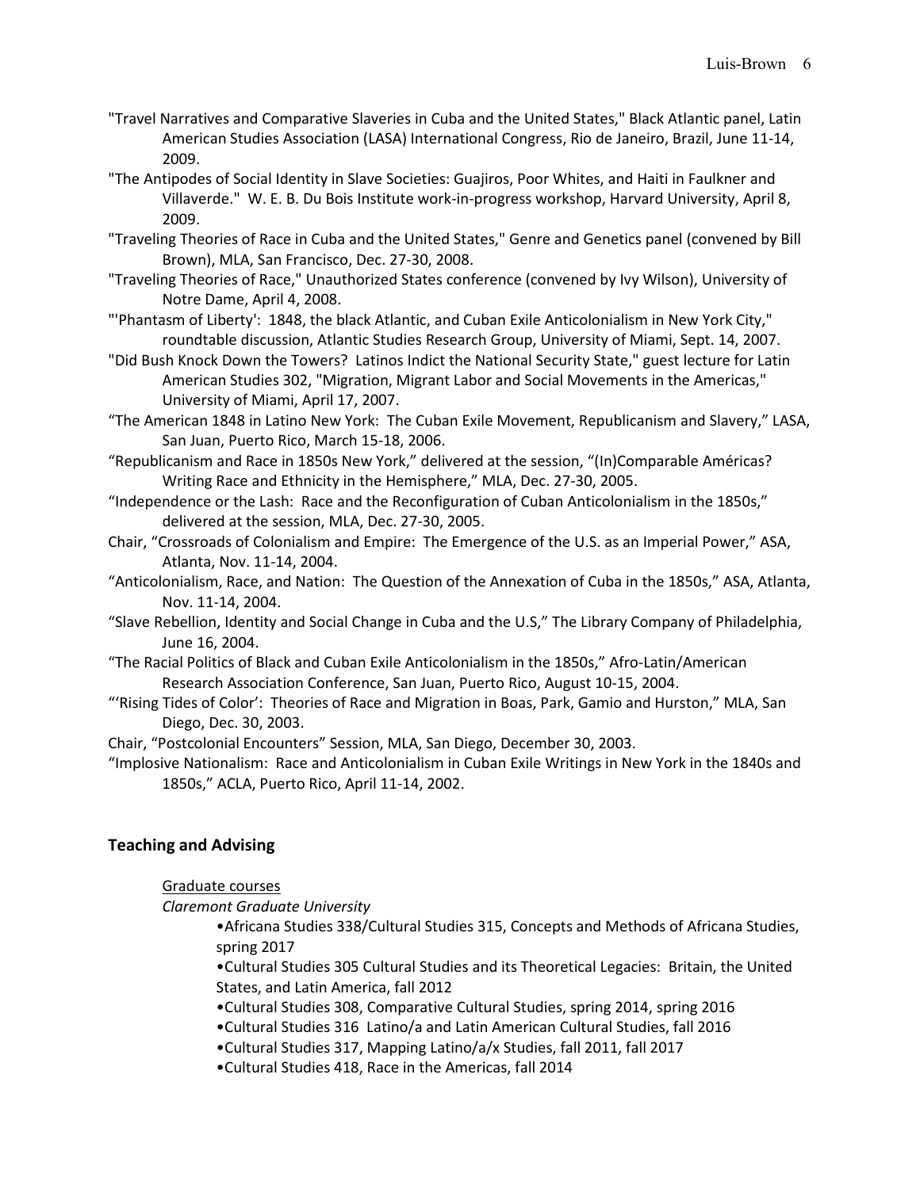"Travel Narratives and Comparative Slaveries in Cuba and the United States," Black Atlantic panel, Latin American Studies Association (LASA) International Congress, Rio de Janeiro, Brazil, June 11-14, 2009.

"The Antipodes of Social Identity in Slave Societies: Guajiros, Poor Whites, and Haiti in Faulkner and Villaverde." W. E. B. Du Bois Institute work-in-progress workshop, Harvard University, April 8, 2009.

"Traveling Theories of Race in Cuba and the United States," Genre and Genetics panel (convened by Bill Brown), MLA, San Francisco, Dec. 27-30, 2008.

"Traveling Theories of Race," Unauthorized States conference (convened by Ivy Wilson), University of Notre Dame, April 4, 2008.

"'Phantasm of Liberty': 1848, the black Atlantic, and Cuban Exile Anticolonialism in New York City," roundtable discussion, Atlantic Studies Research Group, University of Miami, Sept. 14, 2007.

"Did Bush Knock Down the Towers? Latinos Indict the National Security State," guest lecture for Latin American Studies 302, "Migration, Migrant Labor and Social Movements in the Americas," University of Miami, April 17, 2007.

"The American 1848 in Latino New York: The Cuban Exile Movement, Republicanism and Slavery," LASA, San Juan, Puerto Rico, March 15-18, 2006.

"Republicanism and Race in 1850s New York," delivered at the session, "(In)Comparable Américas? Writing Race and Ethnicity in the Hemisphere," MLA, Dec. 27-30, 2005.

"Independence or the Lash: Race and the Reconfiguration of Cuban Anticolonialism in the 1850s," delivered at the session, MLA, Dec. 27-30, 2005.

Chair, "Crossroads of Colonialism and Empire: The Emergence of the U.S. as an Imperial Power," ASA, Atlanta, Nov. 11-14, 2004.

"Anticolonialism, Race, and Nation: The Question of the Annexation of Cuba in the 1850s," ASA, Atlanta, Nov. 11-14, 2004.

"Slave Rebellion, Identity and Social Change in Cuba and the U.S," The Library Company of Philadelphia, June 16, 2004.

"The Racial Politics of Black and Cuban Exile Anticolonialism in the 1850s," Afro-Latin/American Research Association Conference, San Juan, Puerto Rico, August 10-15, 2004.

"'Rising Tides of Color': Theories of Race and Migration in Boas, Park, Gamio and Hurston," MLA, San Diego, Dec. 30, 2003.

Chair, "Postcolonial Encounters" Session, MLA, San Diego, December 30, 2003.

"Implosive Nationalism: Race and Anticolonialism in Cuban Exile Writings in New York in the 1840s and 1850s," ACLA, Puerto Rico, April 11-14, 2002.

## Teaching and Advising

Graduate courses

*Claremont Graduate University*

- Africana Studies 338/Cultural Studies 315, Concepts and Methods of Africana Studies, spring 2017
- Cultural Studies 305 Cultural Studies and its Theoretical Legacies: Britain, the United States, and Latin America, fall 2012
- Cultural Studies 308, Comparative Cultural Studies, spring 2014, spring 2016
- Cultural Studies 316 Latino/a and Latin American Cultural Studies, fall 2016
- Cultural Studies 317, Mapping Latino/a/x Studies, fall 2011, fall 2017
- Cultural Studies 418, Race in the Americas, fall 2014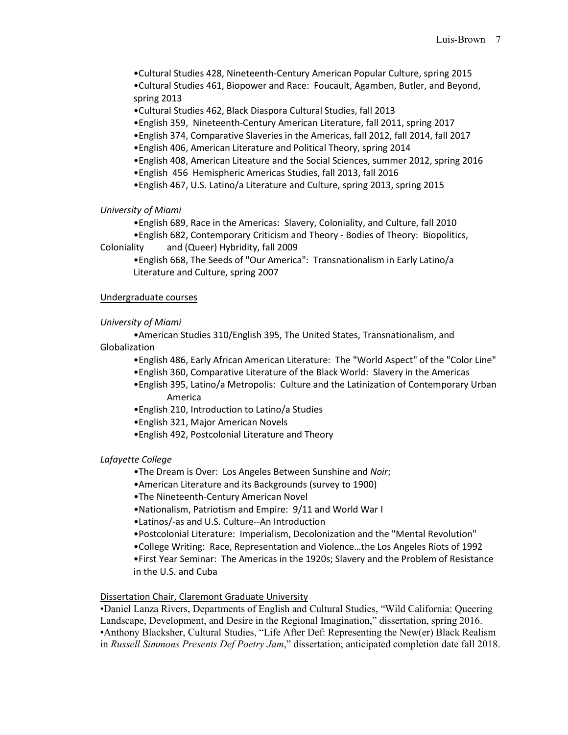- •Cultural Studies 428, Nineteenth-Century American Popular Culture, spring 2015
- •Cultural Studies 461, Biopower and Race: Foucault, Agamben, Butler, and Beyond, spring 2013
- •Cultural Studies 462, Black Diaspora Cultural Studies, fall 2013
- •English 359, Nineteenth-Century American Literature, fall 2011, spring 2017
- •English 374, Comparative Slaveries in the Americas, fall 2012, fall 2014, fall 2017
- •English 406, American Literature and Political Theory, spring 2014
- •English 408, American Liteature and the Social Sciences, summer 2012, spring 2016
- •English 456 Hemispheric Americas Studies, fall 2013, fall 2016
- •English 467, U.S. Latino/a Literature and Culture, spring 2013, spring 2015

*University of Miami*

- •English 689, Race in the Americas: Slavery, Coloniality, and Culture, fall 2010
- •English 682, Contemporary Criticism and Theory - Bodies of Theory: Biopolitics, Coloniality and (Queer) Hybridity, fall 2009
- •English 668, The Seeds of "Our America": Transnationalism in Early Latino/a Literature and Culture, spring 2007

<u>Undergraduate courses</u>

*University of Miami*

- •American Studies 310/English 395, The United States, Transnationalism, and Globalization
- •English 486, Early African American Literature: The "World Aspect" of the "Color Line"
- •English 360, Comparative Literature of the Black World: Slavery in the Americas
- •English 395, Latino/a Metropolis: Culture and the Latinization of Contemporary Urban America
- •English 210, Introduction to Latino/a Studies
- •English 321, Major American Novels
- •English 492, Postcolonial Literature and Theory

*Lafayette College*

- •The Dream is Over: Los Angeles Between Sunshine and *Noir*;
- •American Literature and its Backgrounds (survey to 1900)
- •The Nineteenth-Century American Novel
- •Nationalism, Patriotism and Empire: 9/11 and World War I
- •Latinos/-as and U.S. Culture--An Introduction
- •Postcolonial Literature: Imperialism, Decolonization and the "Mental Revolution"
- •College Writing: Race, Representation and Violence…the Los Angeles Riots of 1992
- •First Year Seminar: The Americas in the 1920s; Slavery and the Problem of Resistance in the U.S. and Cuba

<u>Dissertation Chair, Claremont Graduate University</u>

•Daniel Lanza Rivers, Departments of English and Cultural Studies, "Wild California: Queering Landscape, Development, and Desire in the Regional Imagination," dissertation, spring 2016.

•Anthony Blacksher, Cultural Studies, "Life After Def: Representing the New(er) Black Realism in *Russell Simmons Presents Def Poetry Jam*," dissertation; anticipated completion date fall 2018.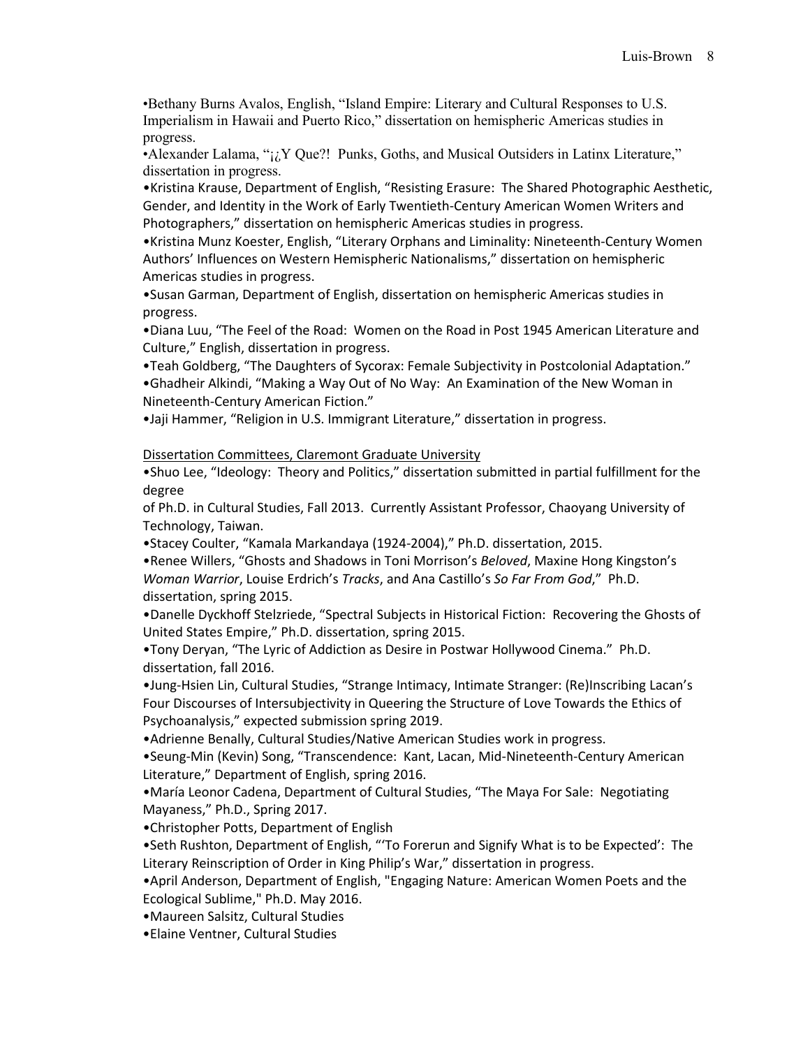•Bethany Burns Avalos, English, "Island Empire: Literary and Cultural Responses to U.S. Imperialism in Hawaii and Puerto Rico," dissertation on hemispheric Americas studies in progress.
•Alexander Lalama, "¡¿Y Que?! Punks, Goths, and Musical Outsiders in Latinx Literature," dissertation in progress.
•Kristina Krause, Department of English, "Resisting Erasure: The Shared Photographic Aesthetic, Gender, and Identity in the Work of Early Twentieth-Century American Women Writers and Photographers," dissertation on hemispheric Americas studies in progress.
•Kristina Munz Koester, English, "Literary Orphans and Liminality: Nineteenth-Century Women Authors' Influences on Western Hemispheric Nationalisms," dissertation on hemispheric Americas studies in progress.
•Susan Garman, Department of English, dissertation on hemispheric Americas studies in progress.
•Diana Luu, "The Feel of the Road: Women on the Road in Post 1945 American Literature and Culture," English, dissertation in progress.
•Teah Goldberg, "The Daughters of Sycorax: Female Subjectivity in Postcolonial Adaptation."
•Ghadheir Alkindi, "Making a Way Out of No Way: An Examination of the New Woman in Nineteenth-Century American Fiction."
•Jaji Hammer, "Religion in U.S. Immigrant Literature," dissertation in progress.

Dissertation Committees, Claremont Graduate University

•Shuo Lee, "Ideology: Theory and Politics," dissertation submitted in partial fulfillment for the degree
of Ph.D. in Cultural Studies, Fall 2013. Currently Assistant Professor, Chaoyang University of Technology, Taiwan.
•Stacey Coulter, "Kamala Markandaya (1924-2004)," Ph.D. dissertation, 2015.
•Renee Willers, "Ghosts and Shadows in Toni Morrison's *Beloved*, Maxine Hong Kingston's *Woman Warrior*, Louise Erdrich's *Tracks*, and Ana Castillo's *So Far From God*," Ph.D. dissertation, spring 2015.
•Danelle Dyckhoff Stelzriede, "Spectral Subjects in Historical Fiction: Recovering the Ghosts of United States Empire," Ph.D. dissertation, spring 2015.
•Tony Deryan, "The Lyric of Addiction as Desire in Postwar Hollywood Cinema." Ph.D. dissertation, fall 2016.
•Jung-Hsien Lin, Cultural Studies, "Strange Intimacy, Intimate Stranger: (Re)Inscribing Lacan's Four Discourses of Intersubjectivity in Queering the Structure of Love Towards the Ethics of Psychoanalysis," expected submission spring 2019.
•Adrienne Benally, Cultural Studies/Native American Studies work in progress.
•Seung-Min (Kevin) Song, "Transcendence: Kant, Lacan, Mid-Nineteenth-Century American Literature," Department of English, spring 2016.
•María Leonor Cadena, Department of Cultural Studies, "The Maya For Sale: Negotiating Mayaness," Ph.D., Spring 2017.
•Christopher Potts, Department of English
•Seth Rushton, Department of English, "'To Forerun and Signify What is to be Expected': The Literary Reinscription of Order in King Philip's War," dissertation in progress.
•April Anderson, Department of English, "Engaging Nature: American Women Poets and the Ecological Sublime," Ph.D. May 2016.
•Maureen Salsitz, Cultural Studies
•Elaine Ventner, Cultural Studies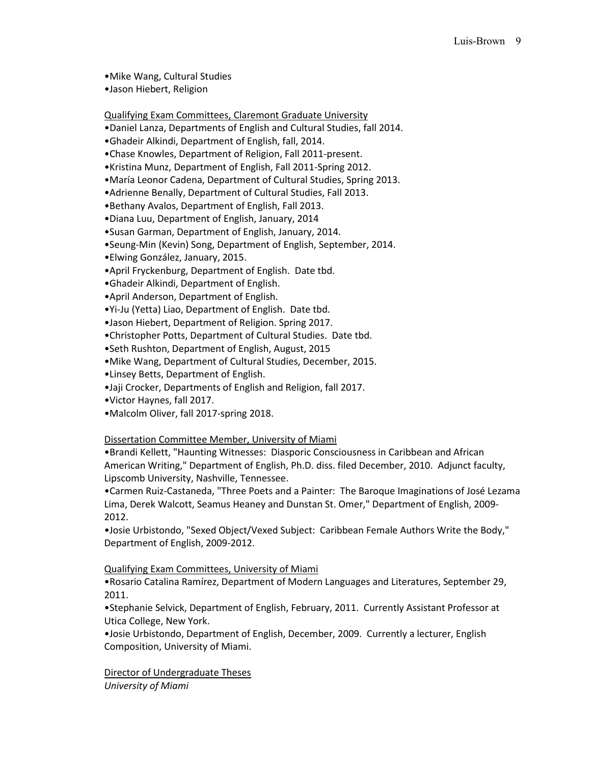•Mike Wang, Cultural Studies
•Jason Hiebert, Religion

Qualifying Exam Committees, Claremont Graduate University

•Daniel Lanza, Departments of English and Cultural Studies, fall 2014.
•Ghadeir Alkindi, Department of English, fall, 2014.
•Chase Knowles, Department of Religion, Fall 2011-present.
•Kristina Munz, Department of English, Fall 2011-Spring 2012.
•María Leonor Cadena, Department of Cultural Studies, Spring 2013.
•Adrienne Benally, Department of Cultural Studies, Fall 2013.
•Bethany Avalos, Department of English, Fall 2013.
•Diana Luu, Department of English, January, 2014
•Susan Garman, Department of English, January, 2014.
•Seung-Min (Kevin) Song, Department of English, September, 2014.
•Elwing González, January, 2015.
•April Fryckenburg, Department of English. Date tbd.
•Ghadeir Alkindi, Department of English.
•April Anderson, Department of English.
•Yi-Ju (Yetta) Liao, Department of English. Date tbd.
•Jason Hiebert, Department of Religion. Spring 2017.
•Christopher Potts, Department of Cultural Studies. Date tbd.
•Seth Rushton, Department of English, August, 2015
•Mike Wang, Department of Cultural Studies, December, 2015.
•Linsey Betts, Department of English.
•Jaji Crocker, Departments of English and Religion, fall 2017.
•Victor Haynes, fall 2017.
•Malcolm Oliver, fall 2017-spring 2018.

Dissertation Committee Member, University of Miami

•Brandi Kellett, "Haunting Witnesses: Diasporic Consciousness in Caribbean and African American Writing," Department of English, Ph.D. diss. filed December, 2010. Adjunct faculty, Lipscomb University, Nashville, Tennessee.
•Carmen Ruiz-Castaneda, "Three Poets and a Painter: The Baroque Imaginations of José Lezama Lima, Derek Walcott, Seamus Heaney and Dunstan St. Omer," Department of English, 2009-2012.
•Josie Urbistondo, "Sexed Object/Vexed Subject: Caribbean Female Authors Write the Body," Department of English, 2009-2012.

Qualifying Exam Committees, University of Miami

•Rosario Catalina Ramírez, Department of Modern Languages and Literatures, September 29, 2011.
•Stephanie Selvick, Department of English, February, 2011. Currently Assistant Professor at Utica College, New York.
•Josie Urbistondo, Department of English, December, 2009. Currently a lecturer, English Composition, University of Miami.

Director of Undergraduate Theses

*University of Miami*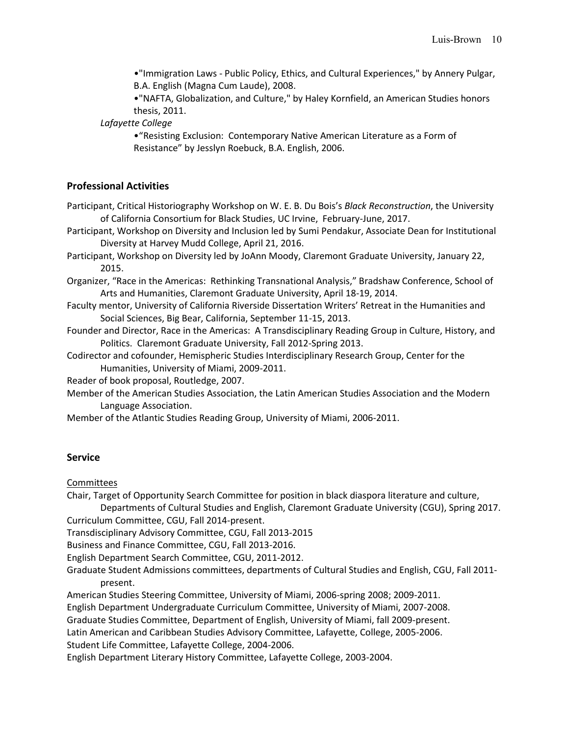- "Immigration Laws - Public Policy, Ethics, and Cultural Experiences," by Annery Pulgar, B.A. English (Magna Cum Laude), 2008.
- "NAFTA, Globalization, and Culture," by Haley Kornfield, an American Studies honors thesis, 2011.

*Lafayette College*

- "Resisting Exclusion: Contemporary Native American Literature as a Form of Resistance" by Jesslyn Roebuck, B.A. English, 2006.

## Professional Activities

Participant, Critical Historiography Workshop on W. E. B. Du Bois's *Black Reconstruction*, the University of California Consortium for Black Studies, UC Irvine, February-June, 2017.

Participant, Workshop on Diversity and Inclusion led by Sumi Pendakur, Associate Dean for Institutional Diversity at Harvey Mudd College, April 21, 2016.

Participant, Workshop on Diversity led by JoAnn Moody, Claremont Graduate University, January 22, 2015.

Organizer, "Race in the Americas: Rethinking Transnational Analysis," Bradshaw Conference, School of Arts and Humanities, Claremont Graduate University, April 18-19, 2014.

Faculty mentor, University of California Riverside Dissertation Writers' Retreat in the Humanities and Social Sciences, Big Bear, California, September 11-15, 2013.

Founder and Director, Race in the Americas: A Transdisciplinary Reading Group in Culture, History, and Politics. Claremont Graduate University, Fall 2012-Spring 2013.

Codirector and cofounder, Hemispheric Studies Interdisciplinary Research Group, Center for the Humanities, University of Miami, 2009-2011.

Reader of book proposal, Routledge, 2007.

Member of the American Studies Association, the Latin American Studies Association and the Modern Language Association.

Member of the Atlantic Studies Reading Group, University of Miami, 2006-2011.

## Service

Committees

Chair, Target of Opportunity Search Committee for position in black diaspora literature and culture, Departments of Cultural Studies and English, Claremont Graduate University (CGU), Spring 2017.

Curriculum Committee, CGU, Fall 2014-present.

Transdisciplinary Advisory Committee, CGU, Fall 2013-2015

Business and Finance Committee, CGU, Fall 2013-2016.

English Department Search Committee, CGU, 2011-2012.

Graduate Student Admissions committees, departments of Cultural Studies and English, CGU, Fall 2011-present.

American Studies Steering Committee, University of Miami, 2006-spring 2008; 2009-2011.

English Department Undergraduate Curriculum Committee, University of Miami, 2007-2008.

Graduate Studies Committee, Department of English, University of Miami, fall 2009-present.

Latin American and Caribbean Studies Advisory Committee, Lafayette, College, 2005-2006.

Student Life Committee, Lafayette College, 2004-2006.

English Department Literary History Committee, Lafayette College, 2003-2004.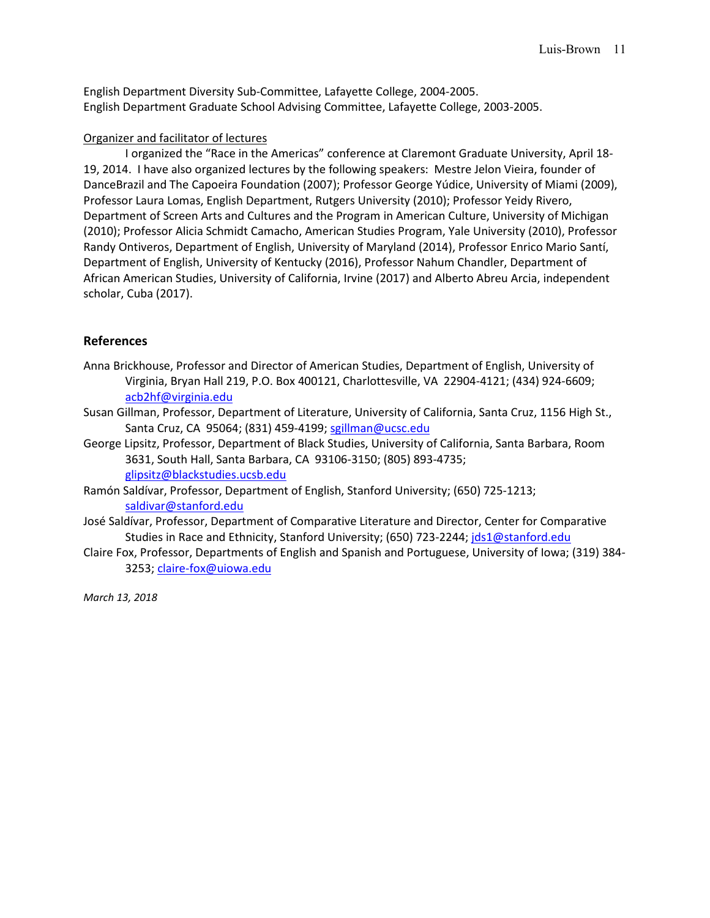English Department Diversity Sub-Committee, Lafayette College, 2004-2005.
English Department Graduate School Advising Committee, Lafayette College, 2003-2005.

Organizer and facilitator of lectures

I organized the "Race in the Americas" conference at Claremont Graduate University, April 18-19, 2014. I have also organized lectures by the following speakers: Mestre Jelon Vieira, founder of DanceBrazil and The Capoeira Foundation (2007); Professor George Yúdice, University of Miami (2009), Professor Laura Lomas, English Department, Rutgers University (2010); Professor Yeidy Rivero, Department of Screen Arts and Cultures and the Program in American Culture, University of Michigan (2010); Professor Alicia Schmidt Camacho, American Studies Program, Yale University (2010), Professor Randy Ontiveros, Department of English, University of Maryland (2014), Professor Enrico Mario Santí, Department of English, University of Kentucky (2016), Professor Nahum Chandler, Department of African American Studies, University of California, Irvine (2017) and Alberto Abreu Arcia, independent scholar, Cuba (2017).

## References

Anna Brickhouse, Professor and Director of American Studies, Department of English, University of Virginia, Bryan Hall 219, P.O. Box 400121, Charlottesville, VA 22904-4121; (434) 924-6609; acb2hf@virginia.edu

Susan Gillman, Professor, Department of Literature, University of California, Santa Cruz, 1156 High St., Santa Cruz, CA 95064; (831) 459-4199; sgillman@ucsc.edu

George Lipsitz, Professor, Department of Black Studies, University of California, Santa Barbara, Room 3631, South Hall, Santa Barbara, CA 93106-3150; (805) 893-4735; glipsitz@blackstudies.ucsb.edu

Ramón Saldívar, Professor, Department of English, Stanford University; (650) 725-1213; saldivar@stanford.edu

José Saldívar, Professor, Department of Comparative Literature and Director, Center for Comparative Studies in Race and Ethnicity, Stanford University; (650) 723-2244; jds1@stanford.edu

Claire Fox, Professor, Departments of English and Spanish and Portuguese, University of Iowa; (319) 384-3253; claire-fox@uiowa.edu

*March 13, 2018*